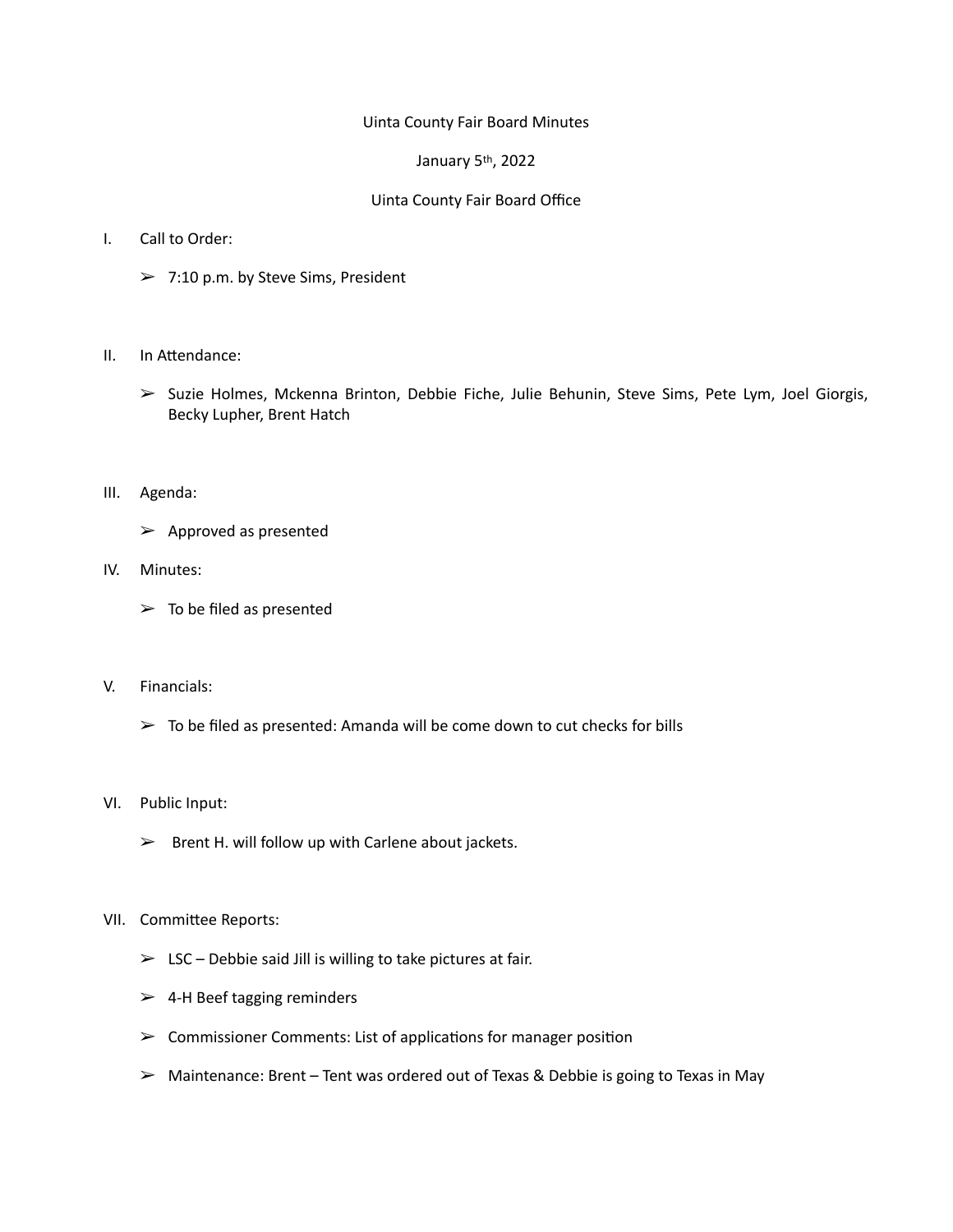Uinta County Fair Board Minutes

January 5th, 2022

Uinta County Fair Board Office

I. Call to Order:

➢ 7:10 p.m. by Steve Sims, President

II. In Attendance:

➢ Suzie Holmes, Mckenna Brinton, Debbie Fiche, Julie Behunin, Steve Sims, Pete Lym, Joel Giorgis, Becky Lupher, Brent Hatch

III. Agenda:

➢ Approved as presented

IV. Minutes:

➢ To be filed as presented

V. Financials:

➢ To be filed as presented: Amanda will be come down to cut checks for bills

VI. Public Input:

➢ Brent H. will follow up with Carlene about jackets.

VII. Committee Reports:

➢ LSC – Debbie said Jill is willing to take pictures at fair.

➢ 4-H Beef tagging reminders

➢ Commissioner Comments: List of applications for manager position

➢ Maintenance: Brent – Tent was ordered out of Texas & Debbie is going to Texas in May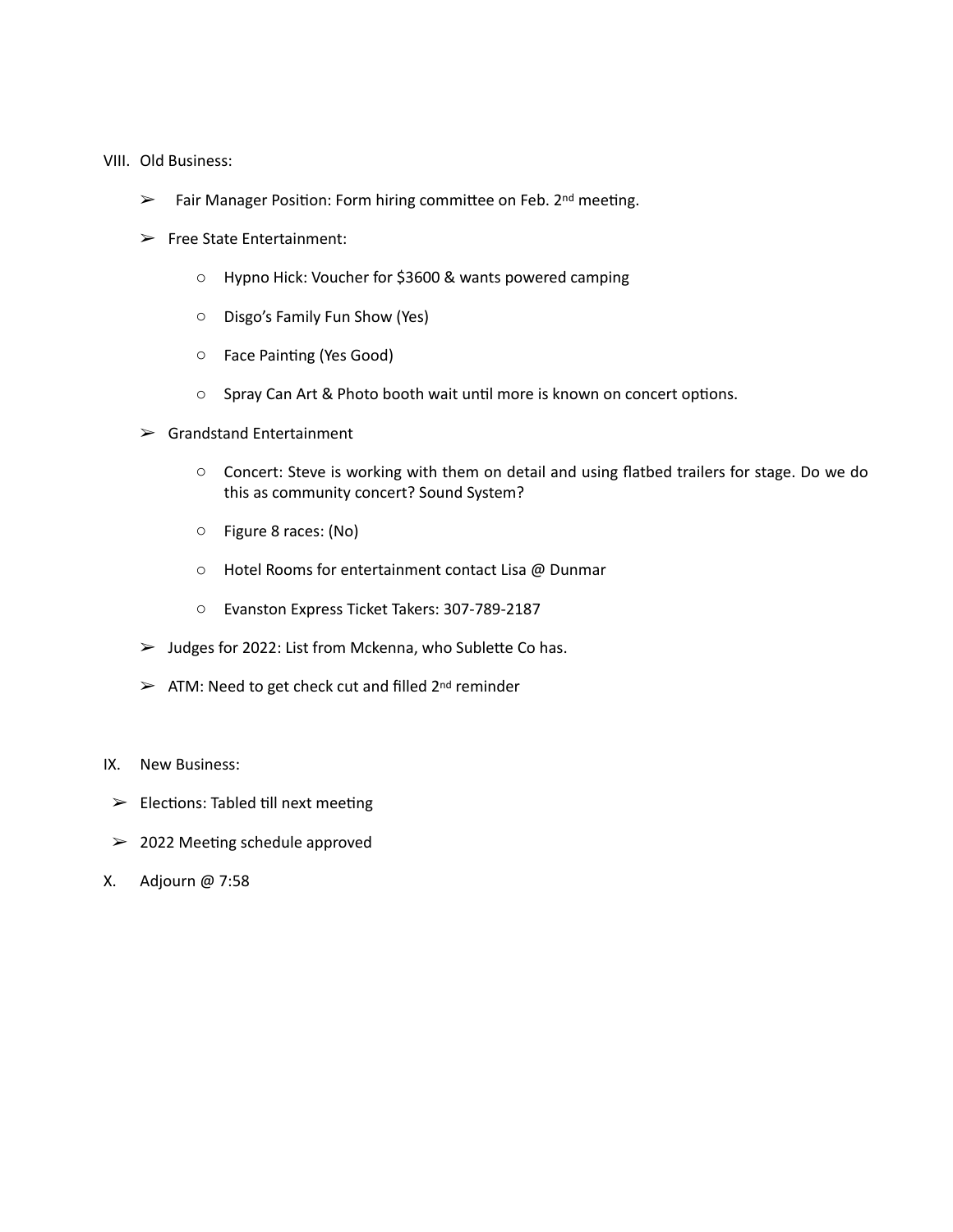VIII. Old Business:

- Fair Manager Position: Form hiring committee on Feb. 2nd meeting.
- Free State Entertainment:
  - Hypno Hick: Voucher for $3600 & wants powered camping
  - Disgo's Family Fun Show (Yes)
  - Face Painting (Yes Good)
  - Spray Can Art & Photo booth wait until more is known on concert options.
- Grandstand Entertainment
  - Concert: Steve is working with them on detail and using flatbed trailers for stage. Do we do this as community concert? Sound System?
  - Figure 8 races: (No)
  - Hotel Rooms for entertainment contact Lisa @ Dunmar
  - Evanston Express Ticket Takers: 307-789-2187
- Judges for 2022: List from Mckenna, who Sublette Co has.
- ATM: Need to get check cut and filled 2nd reminder

IX. New Business:

- Elections: Tabled till next meeting
- 2022 Meeting schedule approved

X. Adjourn @ 7:58